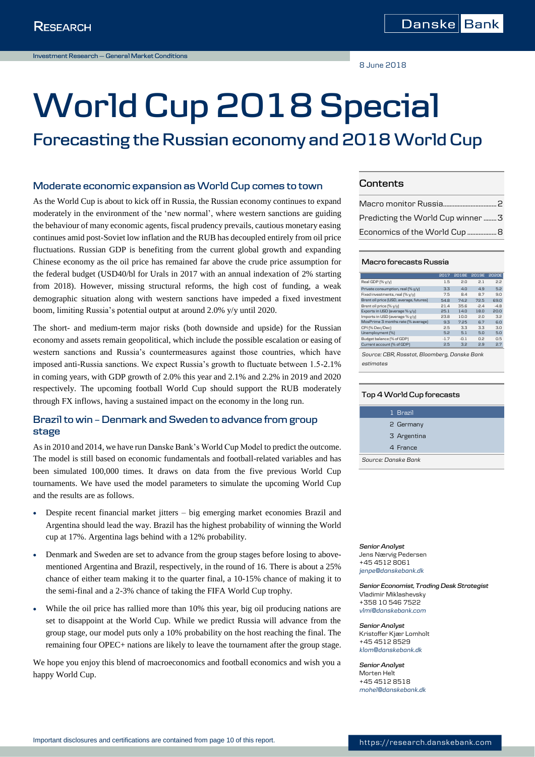Investment Research — General Market Conditions

8 June 2018

# World Cup 2018 Special

## Forecasting the Russian economy and 2018 World Cup

### Moderate economic expansion as World Cup comes to town

As the World Cup is about to kick off in Russia, the Russian economy continues to expand moderately in the environment of the 'new normal', where western sanctions are guiding the behaviour of many economic agents, fiscal prudency prevails, cautious monetary easing continues amid post-Soviet low inflation and the RUB has decoupled entirely from oil price fluctuations. Russian GDP is benefiting from the current global growth and expanding Chinese economy as the oil price has remained far above the crude price assumption for the federal budget (USD40/bl for Urals in 2017 with an annual indexation of 2% starting from 2018). However, missing structural reforms, the high cost of funding, a weak demographic situation along with western sanctions have impeded a fixed investment boom, limiting Russia's potential output at around 2.0% y/y until 2020.

The short- and medium-term major risks (both downside and upside) for the Russian economy and assets remain geopolitical, which include the possible escalation or easing of western sanctions and Russia's countermeasures against those countries, which have imposed anti-Russia sanctions. We expect Russia's growth to fluctuate between 1.5-2.1% in coming years, with GDP growth of 2.0% this year and 2.1% and 2.2% in 2019 and 2020 respectively. The upcoming football World Cup should support the RUB moderately through FX inflows, having a sustained impact on the economy in the long run.

### Brazil to win – Denmark and Sweden to advance from group stage

As in 2010 and 2014, we have run Danske Bank's World Cup Model to predict the outcome. The model is still based on economic fundamentals and football-related variables and has been simulated 100,000 times. It draws on data from the five previous World Cup tournaments. We have used the model parameters to simulate the upcoming World Cup and the results are as follows.

- Despite recent financial market jitters – big emerging market economies Brazil and Argentina should lead the way. Brazil has the highest probability of winning the World cup at 17%. Argentina lags behind with a 12% probability.
- Denmark and Sweden are set to advance from the group stages before losing to above-mentioned Argentina and Brazil, respectively, in the round of 16. There is about a 25% chance of either team making it to the quarter final, a 10-15% chance of making it to the semi-final and a 2-3% chance of taking the FIFA World Cup trophy.
- While the oil price has rallied more than 10% this year, big oil producing nations are set to disappoint at the World Cup. While we predict Russia will advance from the group stage, our model puts only a 10% probability on the host reaching the final. The remaining four OPEC+ nations are likely to leave the tournament after the group stage.

We hope you enjoy this blend of macroeconomics and football economics and wish you a happy World Cup.

### Contents

Macro monitor Russia.......2
Predicting the World Cup winner.......3
Economics of the World Cup.......8

### Macro forecasts Russia

| | 2017 | 2018E | 2019E | 2020E |
|---|---|---|---|---|
| Real GDP (% y/y) | 1.5 | 2.0 | 2.1 | 2.2 |
| Private consumption, real (% y/y) | 3.3 | 4.0 | 4.9 | 5.2 |
| Fixed investments, real (% y/y) | 7.5 | 8.4 | 8.7 | 9.0 |
| Brent oil price (USD, average, futures) | 54.8 | 74.2 | 72.5 | 69.0 |
| Brent oil price (% y/y) | 21.4 | 35.6 | -2.4 | -4.8 |
| Exports in USD (average % y/y) | 25.1 | 14.0 | 18.0 | 20.0 |
| Imports in USD (average % y/y) | 23.8 | 10.0 | 2.0 | 3.2 |
| MosPrime 3 months rate (% average) | 9.3 | 7.25 | 6.7 | 6.0 |
| CPI (% Dec/Dec) | 2.5 | 3.3 | 3.3 | 3.0 |
| Unemployment (%) | 5.2 | 5.1 | 5.0 | 5.0 |
| Budget balance (% of GDP) | -1.7 | -0.1 | 0.2 | 0.5 |
| Current account (% of GDP) | 2.5 | 3.2 | 2.9 | 2.7 |

*Source: CBR, Rosstat, Bloomberg, Danske Bank estimates*

### Top 4 World Cup forecasts

| | |
|---|---|
| 1 | Brazil |
| 2 | Germany |
| 3 | Argentina |
| 4 | France |

*Source: Danske Bank*

***Senior Analyst***
Jens Nærvig Pedersen
+45 4512 8061
*jenpe@danskebank.dk*

***Senior Economist, Trading Desk Strategist***
Vladimir Miklashevsky
+358 10 546 7522
*vlmi@danskebank.com*

***Senior Analyst***
Kristoffer Kjær Lomholt
+45 4512 8529
*klom@danskebank.dk*

***Senior Analyst***
Morten Helt
+45 4512 8518
*mohel@danskebank.dk*

Important disclosures and certifications are contained from page 10 of this report.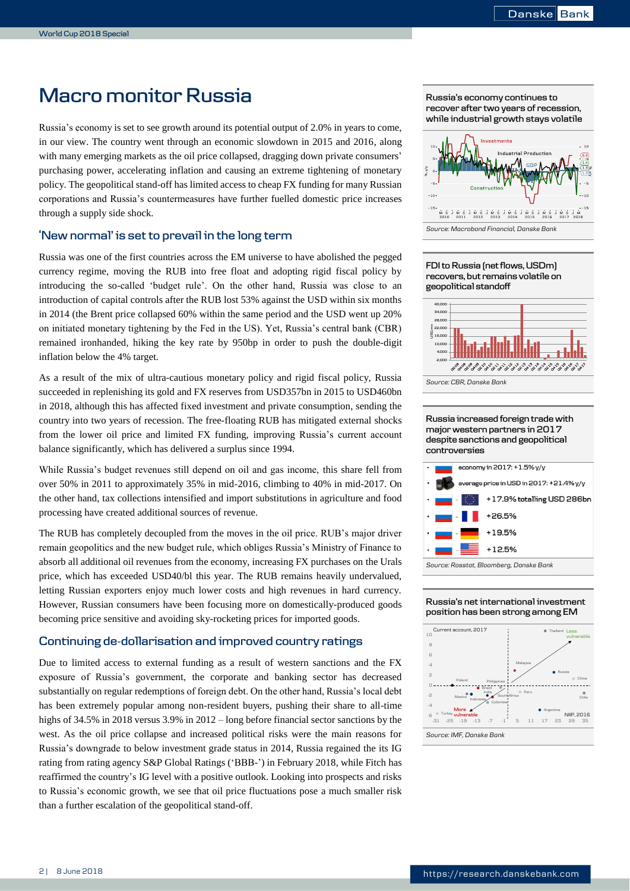# Macro monitor Russia

Russia's economy is set to see growth around its potential output of 2.0% in years to come, in our view. The country went through an economic slowdown in 2015 and 2016, along with many emerging markets as the oil price collapsed, dragging down private consumers' purchasing power, accelerating inflation and causing an extreme tightening of monetary policy. The geopolitical stand-off has limited access to cheap FX funding for many Russian corporations and Russia's countermeasures have further fuelled domestic price increases through a supply side shock.

## 'New normal' is set to prevail in the long term

Russia was one of the first countries across the EM universe to have abolished the pegged currency regime, moving the RUB into free float and adopting rigid fiscal policy by introducing the so-called 'budget rule'. On the other hand, Russia was close to an introduction of capital controls after the RUB lost 53% against the USD within six months in 2014 (the Brent price collapsed 60% within the same period and the USD went up 20% on initiated monetary tightening by the Fed in the US). Yet, Russia's central bank (CBR) remained ironhanded, hiking the key rate by 950bp in order to push the double-digit inflation below the 4% target.

As a result of the mix of ultra-cautious monetary policy and rigid fiscal policy, Russia succeeded in replenishing its gold and FX reserves from USD357bn in 2015 to USD460bn in 2018, although this has affected fixed investment and private consumption, sending the country into two years of recession. The free-floating RUB has mitigated external shocks from the lower oil price and limited FX funding, improving Russia's current account balance significantly, which has delivered a surplus since 1994.

While Russia's budget revenues still depend on oil and gas income, this share fell from over 50% in 2011 to approximately 35% in mid-2016, climbing to 40% in mid-2017. On the other hand, tax collections intensified and import substitutions in agriculture and food processing have created additional sources of revenue.

The RUB has completely decoupled from the moves in the oil price. RUB's major driver remain geopolitics and the new budget rule, which obliges Russia's Ministry of Finance to absorb all additional oil revenues from the economy, increasing FX purchases on the Urals price, which has exceeded USD40/bl this year. The RUB remains heavily undervalued, letting Russian exporters enjoy much lower costs and high revenues in hard currency. However, Russian consumers have been focusing more on domestically-produced goods becoming price sensitive and avoiding sky-rocketing prices for imported goods.

## Continuing de-dollarisation and improved country ratings

Due to limited access to external funding as a result of western sanctions and the FX exposure of Russia's government, the corporate and banking sector has decreased substantially on regular redemptions of foreign debt. On the other hand, Russia's local debt has been extremely popular among non-resident buyers, pushing their share to all-time highs of 34.5% in 2018 versus 3.9% in 2012 – long before financial sector sanctions by the west. As the oil price collapse and increased political risks were the main reasons for Russia's downgrade to below investment grade status in 2014, Russia regained the its IG rating from rating agency S&P Global Ratings ('BBB-') in February 2018, while Fitch has reaffirmed the country's IG level with a positive outlook. Looking into prospects and risks to Russia's economic growth, we see that oil price fluctuations pose a much smaller risk than a further escalation of the geopolitical stand-off.

**Russia's economy continues to recover after two years of recession, while industrial growth stays volatile**

*Source: Macrobond Financial, Danske Bank*

**FDI to Russia (net flows, USDm) recovers, but remains volatile on geopolitical standoff**

*Source: CBR, Danske Bank*

**Russia increased foreign trade with major western partners in 2017 despite sanctions and geopolitical controversies**

- economy in 2017: +1.5% y/y
- average price in USD in 2017: +21.4% y/y
- Russia – EU: +17.9% totalling USD 286bn
- Russia – France: +26.5%
- Russia – Germany: +19.5%
- Russia – US: +12.5%

*Source: Rosstat, Bloomberg, Danske Bank*

**Russia's net international investment position has been strong among EM**

*Source: IMF, Danske Bank*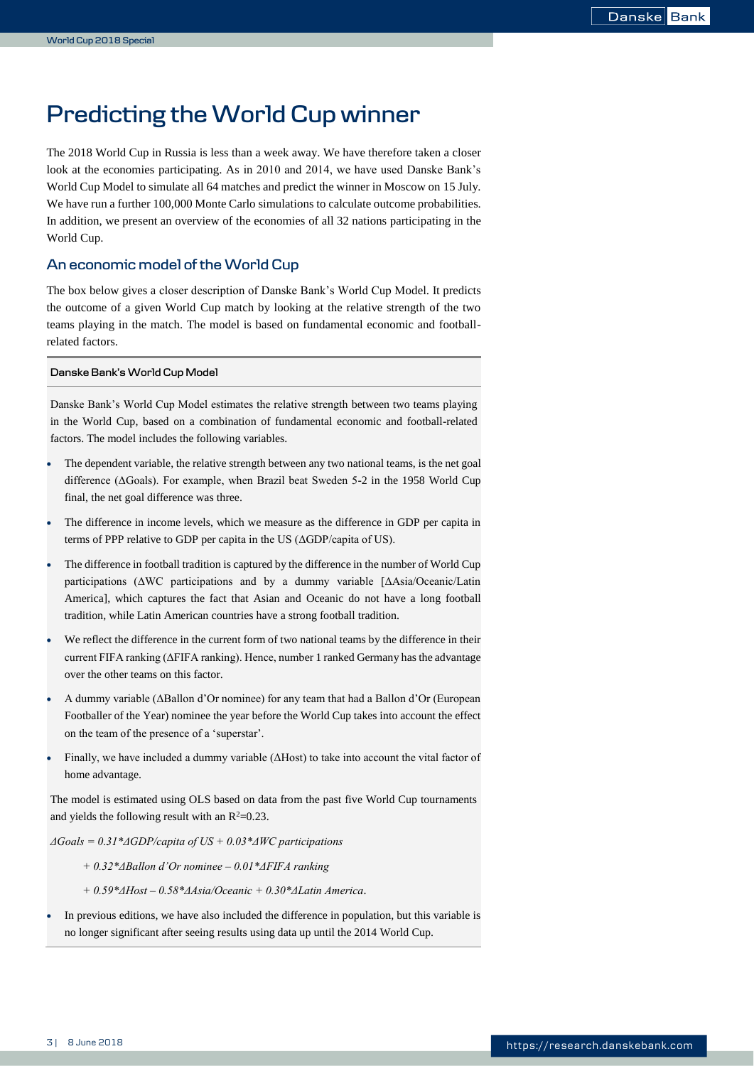# Predicting the World Cup winner

The 2018 World Cup in Russia is less than a week away. We have therefore taken a closer look at the economies participating. As in 2010 and 2014, we have used Danske Bank's World Cup Model to simulate all 64 matches and predict the winner in Moscow on 15 July. We have run a further 100,000 Monte Carlo simulations to calculate outcome probabilities. In addition, we present an overview of the economies of all 32 nations participating in the World Cup.

## An economic model of the World Cup

The box below gives a closer description of Danske Bank's World Cup Model. It predicts the outcome of a given World Cup match by looking at the relative strength of the two teams playing in the match. The model is based on fundamental economic and football-related factors.

### Danske Bank's World Cup Model

Danske Bank's World Cup Model estimates the relative strength between two teams playing in the World Cup, based on a combination of fundamental economic and football-related factors. The model includes the following variables.

- The dependent variable, the relative strength between any two national teams, is the net goal difference (ΔGoals). For example, when Brazil beat Sweden 5-2 in the 1958 World Cup final, the net goal difference was three.
- The difference in income levels, which we measure as the difference in GDP per capita in terms of PPP relative to GDP per capita in the US (ΔGDP/capita of US).
- The difference in football tradition is captured by the difference in the number of World Cup participations (ΔWC participations and by a dummy variable [ΔAsia/Oceanic/Latin America], which captures the fact that Asian and Oceanic do not have a long football tradition, while Latin American countries have a strong football tradition.
- We reflect the difference in the current form of two national teams by the difference in their current FIFA ranking (ΔFIFA ranking). Hence, number 1 ranked Germany has the advantage over the other teams on this factor.
- A dummy variable (ΔBallon d'Or nominee) for any team that had a Ballon d'Or (European Footballer of the Year) nominee the year before the World Cup takes into account the effect on the team of the presence of a 'superstar'.
- Finally, we have included a dummy variable (ΔHost) to take into account the vital factor of home advantage.

The model is estimated using OLS based on data from the past five World Cup tournaments and yields the following result with an $R^2$=0.23.

$$
\begin{aligned}
\Delta Goals = {} & 0.31*\Delta GDP/capita\ of\ US + 0.03*\Delta WC\ participations \\
& + 0.32*\Delta Ballon\ d'Or\ nominee - 0.01*\Delta FIFA\ ranking \\
& + 0.59*\Delta Host - 0.58*\Delta Asia/Oceanic + 0.30*\Delta Latin\ America.
\end{aligned}
$$

- In previous editions, we have also included the difference in population, but this variable is no longer significant after seeing results using data up until the 2014 World Cup.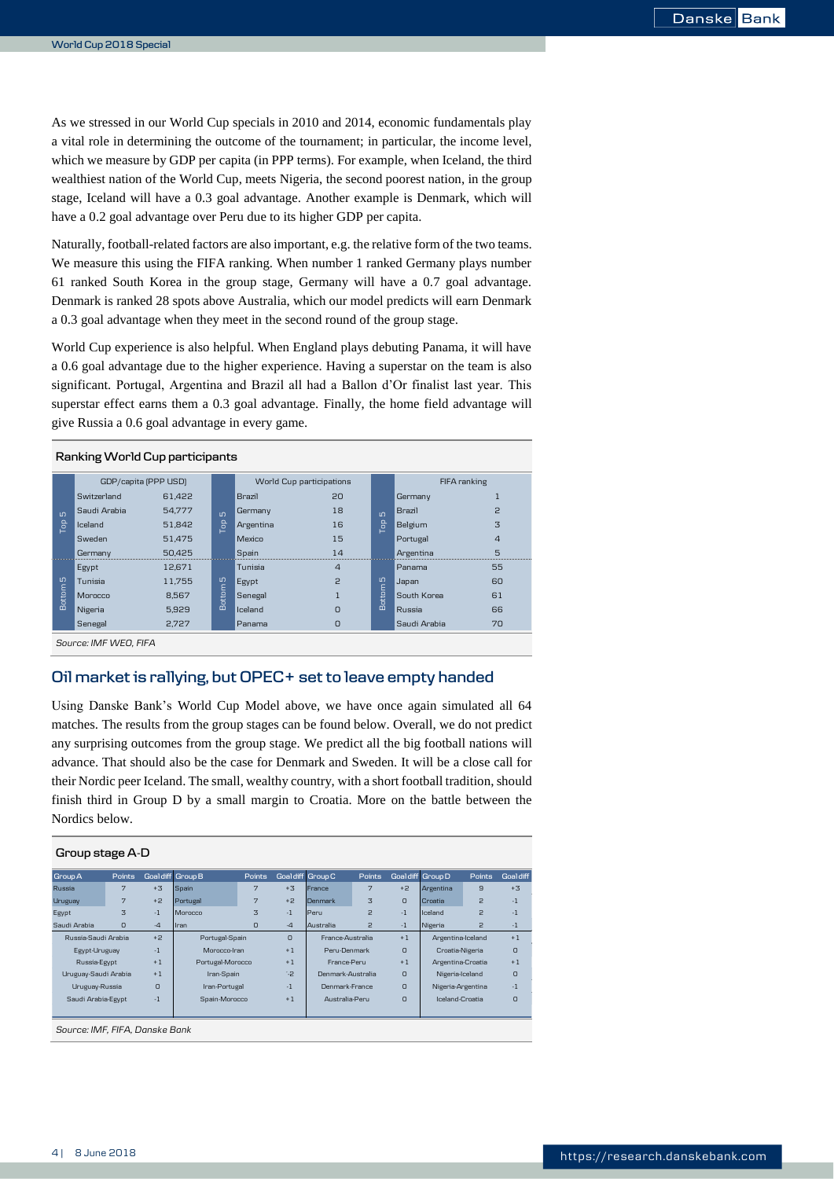As we stressed in our World Cup specials in 2010 and 2014, economic fundamentals play a vital role in determining the outcome of the tournament; in particular, the income level, which we measure by GDP per capita (in PPP terms). For example, when Iceland, the third wealthiest nation of the World Cup, meets Nigeria, the second poorest nation, in the group stage, Iceland will have a 0.3 goal advantage. Another example is Denmark, which will have a 0.2 goal advantage over Peru due to its higher GDP per capita.

Naturally, football-related factors are also important, e.g. the relative form of the two teams. We measure this using the FIFA ranking. When number 1 ranked Germany plays number 61 ranked South Korea in the group stage, Germany will have a 0.7 goal advantage. Denmark is ranked 28 spots above Australia, which our model predicts will earn Denmark a 0.3 goal advantage when they meet in the second round of the group stage.

World Cup experience is also helpful. When England plays debuting Panama, it will have a 0.6 goal advantage due to the higher experience. Having a superstar on the team is also significant. Portugal, Argentina and Brazil all had a Ballon d'Or finalist last year. This superstar effect earns them a 0.3 goal advantage. Finally, the home field advantage will give Russia a 0.6 goal advantage in every game.

**Ranking World Cup participants**

| | GDP/capita (PPP USD) | | | World Cup participations | | | FIFA ranking | |
|---|---|---|---|---|---|---|---|---|
| Top 5 | Switzerland | 61,422 | Top 5 | Brazil | 20 | Top 5 | Germany | 1 |
| | Saudi Arabia | 54,777 | | Germany | 18 | | Brazil | 2 |
| | Iceland | 51,842 | | Argentina | 16 | | Belgium | 3 |
| | Sweden | 51,475 | | Mexico | 15 | | Portugal | 4 |
| | Germany | 50,425 | | Spain | 14 | | Argentina | 5 |
| Bottom 5 | Egypt | 12,671 | Bottom 5 | Tunisia | 4 | Bottom 5 | Panama | 55 |
| | Tunisia | 11,755 | | Egypt | 2 | | Japan | 60 |
| | Morocco | 8,567 | | Senegal | 1 | | South Korea | 61 |
| | Nigeria | 5,929 | | Iceland | 0 | | Russia | 66 |
| | Senegal | 2,727 | | Panama | 0 | | Saudi Arabia | 70 |

*Source: IMF WEO, FIFA*

## Oil market is rallying, but OPEC+ set to leave empty handed

Using Danske Bank's World Cup Model above, we have once again simulated all 64 matches. The results from the group stages can be found below. Overall, we do not predict any surprising outcomes from the group stage. We predict all the big football nations will advance. That should also be the case for Denmark and Sweden. It will be a close call for their Nordic peer Iceland. The small, wealthy country, with a short football tradition, should finish third in Group D by a small margin to Croatia. More on the battle between the Nordics below.

**Group stage A-D**

| Group A | Points | Goal diff | Group B | Points | Goal diff | Group C | Points | Goal diff | Group D | Points | Goal diff |
|---|---|---|---|---|---|---|---|---|---|---|---|
| Russia | 7 | +3 | Spain | 7 | +3 | France | 7 | +2 | Argentina | 9 | +3 |
| Uruguay | 7 | +2 | Portugal | 7 | +2 | Denmark | 3 | 0 | Croatia | 2 | -1 |
| Egypt | 3 | -1 | Morocco | 3 | -1 | Peru | 2 | -1 | Iceland | 2 | -1 |
| Saudi Arabia | 0 | -4 | Iran | 0 | -4 | Australia | 2 | -1 | Nigeria | 2 | -1 |
| Russia-Saudi Arabia | | +2 | Portugal-Spain | | 0 | France-Australia | | +1 | Argentina-Iceland | | +1 |
| Egypt-Uruguay | | -1 | Morocco-Iran | | +1 | Peru-Denmark | | 0 | Croatia-Nigeria | | 0 |
| Russia-Egypt | | +1 | Portugal-Morocco | | +1 | France-Peru | | +1 | Argentina-Croatia | | +1 |
| Uruguay-Saudi Arabia | | +1 | Iran-Spain | | -2 | Denmark-Australia | | 0 | Nigeria-Iceland | | 0 |
| Uruguay-Russia | | 0 | Iran-Portugal | | -1 | Denmark-France | | 0 | Nigeria-Argentina | | -1 |
| Saudi Arabia-Egypt | | -1 | Spain-Morocco | | +1 | Australia-Peru | | 0 | Iceland-Croatia | | 0 |

*Source: IMF, FIFA, Danske Bank*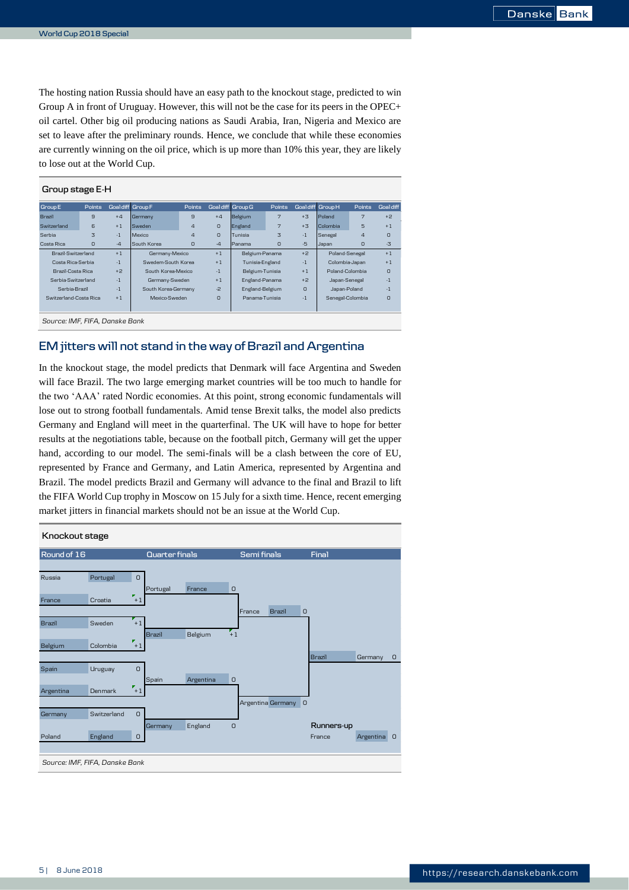The hosting nation Russia should have an easy path to the knockout stage, predicted to win Group A in front of Uruguay. However, this will not be the case for its peers in the OPEC+ oil cartel. Other big oil producing nations as Saudi Arabia, Iran, Nigeria and Mexico are set to leave after the preliminary rounds. Hence, we conclude that while these economies are currently winning on the oil price, which is up more than 10% this year, they are likely to lose out at the World Cup.

**Group stage E-H**

| Group E | Points | Goal diff | Group F | Points | Goal diff | Group G | Points | Goal diff | Group H | Points | Goal diff |
|---|---|---|---|---|---|---|---|---|---|---|---|
| Brazil | 9 | +4 | Germany | 9 | +4 | Belgium | 7 | +3 | Poland | 7 | +2 |
| Switzerland | 6 | +1 | Sweden | 4 | 0 | England | 7 | +3 | Colombia | 5 | +1 |
| Serbia | 3 | -1 | Mexico | 4 | 0 | Tunisia | 3 | -1 | Senegal | 4 | 0 |
| Costa Rica | 0 | -4 | South Korea | 0 | -4 | Panama | 0 | -5 | Japan | 0 | -3 |
| Brazil-Switzerland | | +1 | Germany-Mexico | | +1 | Belgium-Panama | | +2 | Poland-Senegal | | +1 |
| Costa Rica-Serbia | | -1 | Swedem-South Korea | | +1 | Tunisia-England | | -1 | Colombia-Japan | | +1 |
| Brazil-Costa Rica | | +2 | South Korea-Mexico | | -1 | Belgium-Tunisia | | +1 | Poland-Colombia | | 0 |
| Serbia-Switzerland | | -1 | Germany-Sweden | | +1 | England-Panama | | +2 | Japan-Senegal | | -1 |
| Serbia-Brazil | | -1 | South Korea-Germany | | -2 | England-Belgium | | 0 | Japan-Poland | | -1 |
| Switzerland-Costa Rica | | +1 | Mexico-Sweden | | 0 | Panama-Tunisia | | -1 | Senegal-Colombia | | 0 |

*Source: IMF, FIFA, Danske Bank*

## EM jitters will not stand in the way of Brazil and Argentina

In the knockout stage, the model predicts that Denmark will face Argentina and Sweden will face Brazil. The two large emerging market countries will be too much to handle for the two 'AAA' rated Nordic economies. At this point, strong economic fundamentals will lose out to strong football fundamentals. Amid tense Brexit talks, the model also predicts Germany and England will meet in the quarterfinal. The UK will have to hope for better results at the negotiations table, because on the football pitch, Germany will get the upper hand, according to our model. The semi-finals will be a clash between the core of EU, represented by France and Germany, and Latin America, represented by Argentina and Brazil. The model predicts Brazil and Germany will advance to the final and Brazil to lift the FIFA World Cup trophy in Moscow on 15 July for a sixth time. Hence, recent emerging market jitters in financial markets should not be an issue at the World Cup.

**Knockout stage**

| Stage | Match | Goal diff |
|---|---|---|
| Round of 16 | Russia - Portugal | 0 |
| Round of 16 | France - Croatia | +1 |
| Round of 16 | Brazil - Sweden | +1 |
| Round of 16 | Belgium - Colombia | +1 |
| Round of 16 | Spain - Uruguay | 0 |
| Round of 16 | Argentina - Denmark | +1 |
| Round of 16 | Germany - Switzerland | 0 |
| Round of 16 | Poland - England | 0 |
| Quarter finals | Portugal - France | 0 |
| Quarter finals | Brazil - Belgium | +1 |
| Quarter finals | Spain - Argentina | 0 |
| Quarter finals | Germany - England | 0 |
| Semi finals | France - Brazil | 0 |
| Semi finals | Argentina - Germany | 0 |
| Final | Brazil - Germany | 0 |
| Runners-up | France - Argentina | 0 |

*Source: IMF, FIFA, Danske Bank*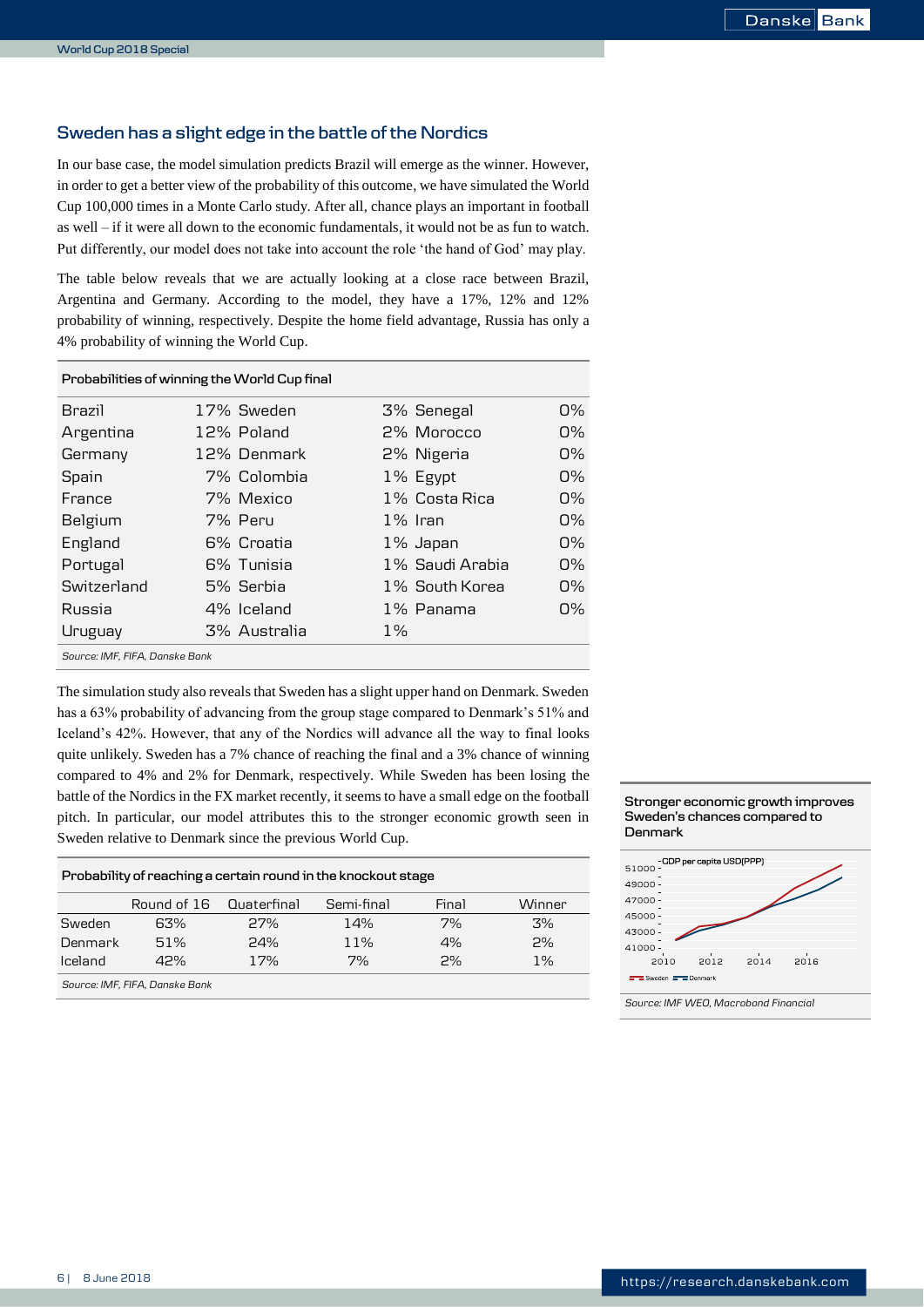## Sweden has a slight edge in the battle of the Nordics

In our base case, the model simulation predicts Brazil will emerge as the winner. However, in order to get a better view of the probability of this outcome, we have simulated the World Cup 100,000 times in a Monte Carlo study. After all, chance plays an important in football as well – if it were all down to the economic fundamentals, it would not be as fun to watch. Put differently, our model does not take into account the role 'the hand of God' may play.

The table below reveals that we are actually looking at a close race between Brazil, Argentina and Germany. According to the model, they have a 17%, 12% and 12% probability of winning, respectively. Despite the home field advantage, Russia has only a 4% probability of winning the World Cup.

**Probabilities of winning the World Cup final**

| | | | | | | | |
|---|---|---|---|---|---|---|---|
| Brazil | 17% | Sweden | 3% | Senegal | 0% | | |
| Argentina | 12% | Poland | 2% | Morocco | 0% | | |
| Germany | 12% | Denmark | 2% | Nigeria | 0% | | |
| Spain | 7% | Colombia | 1% | Egypt | 0% | | |
| France | 7% | Mexico | 1% | Costa Rica | 0% | | |
| Belgium | 7% | Peru | 1% | Iran | 0% | | |
| England | 6% | Croatia | 1% | Japan | 0% | | |
| Portugal | 6% | Tunisia | 1% | Saudi Arabia | 0% | | |
| Switzerland | 5% | Serbia | 1% | South Korea | 0% | | |
| Russia | 4% | Iceland | 1% | Panama | 0% | | |
| Uruguay | 3% | Australia | 1% | | | | |

*Source: IMF, FIFA, Danske Bank*

The simulation study also reveals that Sweden has a slight upper hand on Denmark. Sweden has a 63% probability of advancing from the group stage compared to Denmark's 51% and Iceland's 42%. However, that any of the Nordics will advance all the way to final looks quite unlikely. Sweden has a 7% chance of reaching the final and a 3% chance of winning compared to 4% and 2% for Denmark, respectively. While Sweden has been losing the battle of the Nordics in the FX market recently, it seems to have a small edge on the football pitch. In particular, our model attributes this to the stronger economic growth seen in Sweden relative to Denmark since the previous World Cup.

**Probability of reaching a certain round in the knockout stage**

| | Round of 16 | Quaterfinal | Semi-final | Final | Winner |
|---|---|---|---|---|---|
| Sweden | 63% | 27% | 14% | 7% | 3% |
| Denmark | 51% | 24% | 11% | 4% | 2% |
| Iceland | 42% | 17% | 7% | 2% | 1% |

*Source: IMF, FIFA, Danske Bank*

**Stronger economic growth improves Sweden's chances compared to Denmark**

*Source: IMF WEO, Macrobond Financial*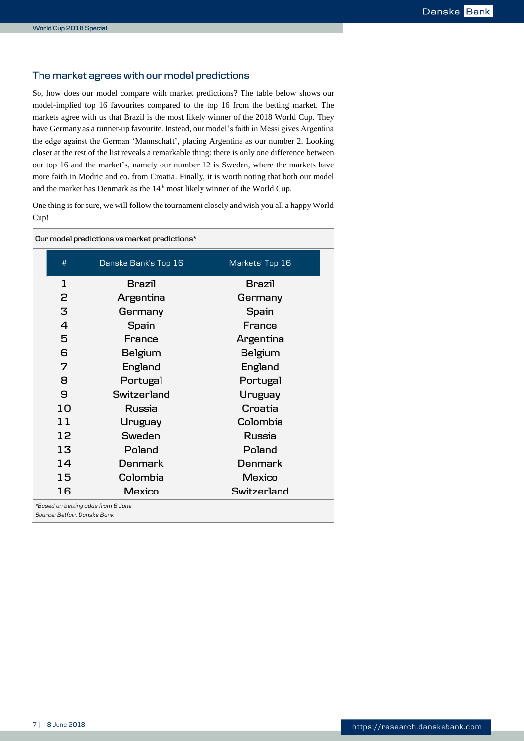## The market agrees with our model predictions

So, how does our model compare with market predictions? The table below shows our model-implied top 16 favourites compared to the top 16 from the betting market. The markets agree with us that Brazil is the most likely winner of the 2018 World Cup. They have Germany as a runner-up favourite. Instead, our model's faith in Messi gives Argentina the edge against the German 'Mannschaft', placing Argentina as our number 2. Looking closer at the rest of the list reveals a remarkable thing: there is only one difference between our top 16 and the market's, namely our number 12 is Sweden, where the markets have more faith in Modric and co. from Croatia. Finally, it is worth noting that both our model and the market has Denmark as the 14th most likely winner of the World Cup.

One thing is for sure, we will follow the tournament closely and wish you all a happy World Cup!

**Our model predictions vs market predictions***

| # | Danske Bank's Top 16 | Markets' Top 16 |
|---|---|---|
| 1 | Brazil | Brazil |
| 2 | Argentina | Germany |
| 3 | Germany | Spain |
| 4 | Spain | France |
| 5 | France | Argentina |
| 6 | Belgium | Belgium |
| 7 | England | England |
| 8 | Portugal | Portugal |
| 9 | Switzerland | Uruguay |
| 10 | Russia | Croatia |
| 11 | Uruguay | Colombia |
| 12 | Sweden | Russia |
| 13 | Poland | Poland |
| 14 | Denmark | Denmark |
| 15 | Colombia | Mexico |
| 16 | Mexico | Switzerland |

*\*Based on betting odds from 6 June*
*Source: Betfair, Danske Bank*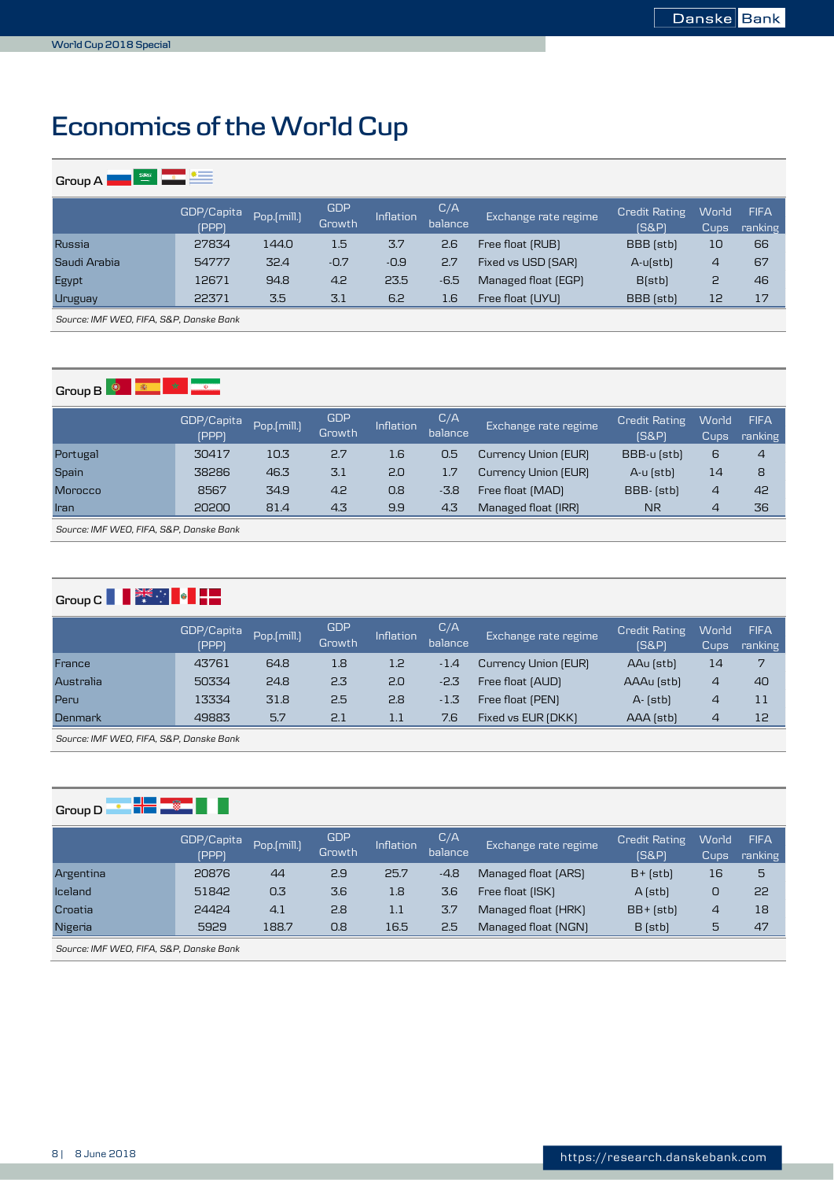# Economics of the World Cup

## Group A

| | GDP/Capita (PPP) | Pop.(mill.) | GDP Growth | Inflation | C/A balance | Exchange rate regime | Credit Rating (S&P) | World Cups | FIFA ranking |
|---|---|---|---|---|---|---|---|---|---|
| Russia | 27834 | 144.0 | 1.5 | 3.7 | 2.6 | Free float (RUB) | BBB (stb) | 10 | 66 |
| Saudi Arabia | 54777 | 32.4 | -0.7 | -0.9 | 2.7 | Fixed vs USD (SAR) | A-u(stb) | 4 | 67 |
| Egypt | 12671 | 94.8 | 4.2 | 23.5 | -6.5 | Managed float (EGP) | B(stb) | 2 | 46 |
| Uruguay | 22371 | 3.5 | 3.1 | 6.2 | 1.6 | Free float (UYU) | BBB (stb) | 12 | 17 |

*Source: IMF WEO, FIFA, S&P, Danske Bank*

## Group B

| | GDP/Capita (PPP) | Pop.(mill.) | GDP Growth | Inflation | C/A balance | Exchange rate regime | Credit Rating (S&P) | World Cups | FIFA ranking |
|---|---|---|---|---|---|---|---|---|---|
| Portugal | 30417 | 10.3 | 2.7 | 1.6 | 0.5 | Currency Union (EUR) | BBB-u (stb) | 6 | 4 |
| Spain | 38286 | 46.3 | 3.1 | 2.0 | 1.7 | Currency Union (EUR) | A-u (stb) | 14 | 8 |
| Morocco | 8567 | 34.9 | 4.2 | 0.8 | -3.8 | Free float (MAD) | BBB- (stb) | 4 | 42 |
| Iran | 20200 | 81.4 | 4.3 | 9.9 | 4.3 | Managed float (IRR) | NR | 4 | 36 |

*Source: IMF WEO, FIFA, S&P, Danske Bank*

## Group C

| | GDP/Capita (PPP) | Pop.(mill.) | GDP Growth | Inflation | C/A balance | Exchange rate regime | Credit Rating (S&P) | World Cups | FIFA ranking |
|---|---|---|---|---|---|---|---|---|---|
| France | 43761 | 64.8 | 1.8 | 1.2 | -1.4 | Currency Union (EUR) | AAu (stb) | 14 | 7 |
| Australia | 50334 | 24.8 | 2.3 | 2.0 | -2.3 | Free float (AUD) | AAAu (stb) | 4 | 40 |
| Peru | 13334 | 31.8 | 2.5 | 2.8 | -1.3 | Free float (PEN) | A- (stb) | 4 | 11 |
| Denmark | 49883 | 5.7 | 2.1 | 1.1 | 7.6 | Fixed vs EUR (DKK) | AAA (stb) | 4 | 12 |

*Source: IMF WEO, FIFA, S&P, Danske Bank*

## Group D

| | GDP/Capita (PPP) | Pop.(mill.) | GDP Growth | Inflation | C/A balance | Exchange rate regime | Credit Rating (S&P) | World Cups | FIFA ranking |
|---|---|---|---|---|---|---|---|---|---|
| Argentina | 20876 | 44 | 2.9 | 25.7 | -4.8 | Managed float (ARS) | B+ (stb) | 16 | 5 |
| Iceland | 51842 | 0.3 | 3.6 | 1.8 | 3.6 | Free float (ISK) | A (stb) | 0 | 22 |
| Croatia | 24424 | 4.1 | 2.8 | 1.1 | 3.7 | Managed float (HRK) | BB+ (stb) | 4 | 18 |
| Nigeria | 5929 | 188.7 | 0.8 | 16.5 | 2.5 | Managed float (NGN) | B (stb) | 5 | 47 |

*Source: IMF WEO, FIFA, S&P, Danske Bank*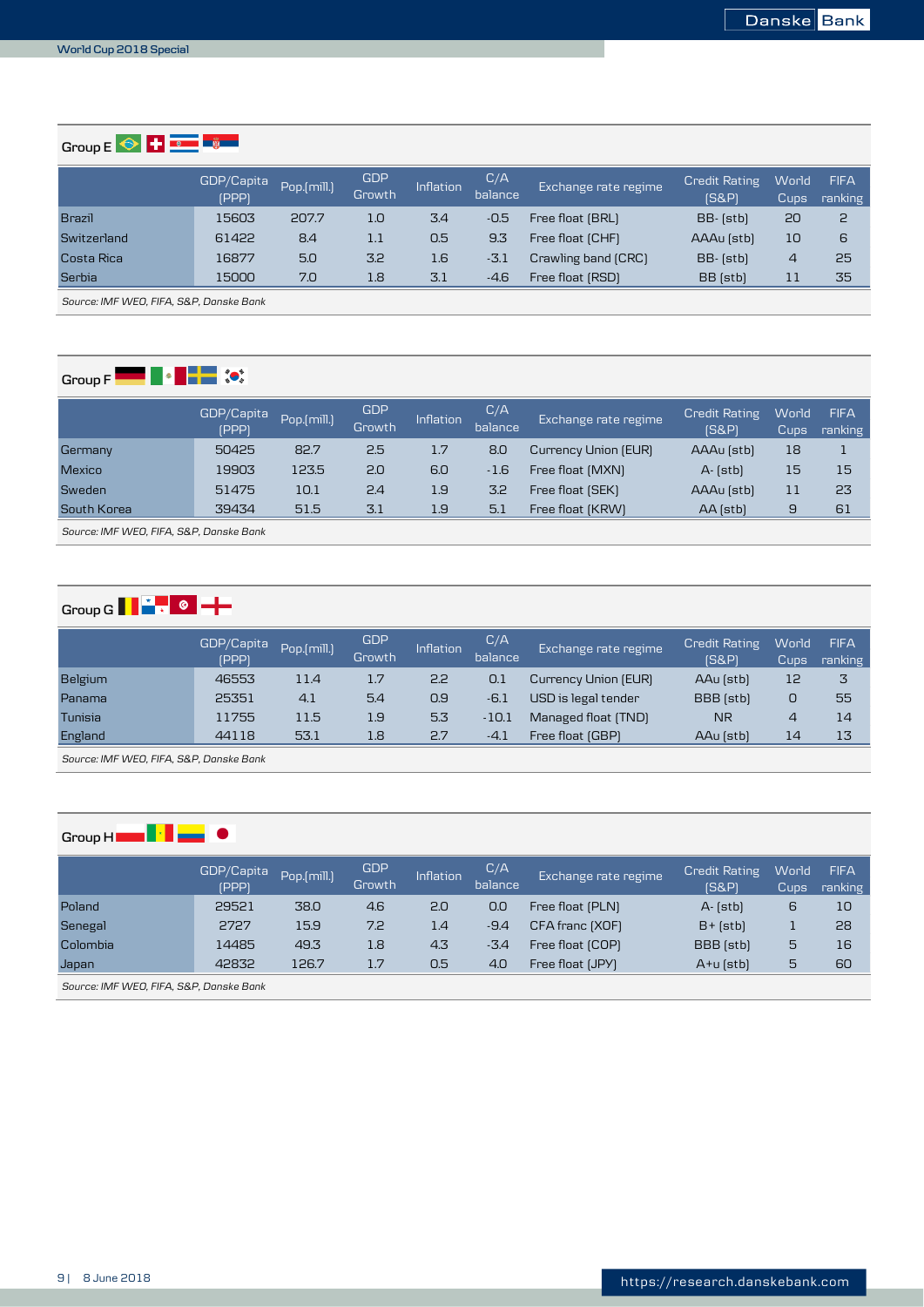## Group E

| | GDP/Capita (PPP) | Pop.(mill.) | GDP Growth | Inflation | C/A balance | Exchange rate regime | Credit Rating (S&P) | World Cups | FIFA ranking |
|---|---|---|---|---|---|---|---|---|---|
| Brazil | 15603 | 207.7 | 1.0 | 3.4 | -0.5 | Free float (BRL) | BB- (stb) | 20 | 2 |
| Switzerland | 61422 | 8.4 | 1.1 | 0.5 | 9.3 | Free float (CHF) | AAAu (stb) | 10 | 6 |
| Costa Rica | 16877 | 5.0 | 3.2 | 1.6 | -3.1 | Crawling band (CRC) | BB- (stb) | 4 | 25 |
| Serbia | 15000 | 7.0 | 1.8 | 3.1 | -4.6 | Free float (RSD) | BB (stb) | 11 | 35 |

*Source: IMF WEO, FIFA, S&P, Danske Bank*

## Group F

| | GDP/Capita (PPP) | Pop.(mill.) | GDP Growth | Inflation | C/A balance | Exchange rate regime | Credit Rating (S&P) | World Cups | FIFA ranking |
|---|---|---|---|---|---|---|---|---|---|
| Germany | 50425 | 82.7 | 2.5 | 1.7 | 8.0 | Currency Union (EUR) | AAAu (stb) | 18 | 1 |
| Mexico | 19903 | 123.5 | 2.0 | 6.0 | -1.6 | Free float (MXN) | A- (stb) | 15 | 15 |
| Sweden | 51475 | 10.1 | 2.4 | 1.9 | 3.2 | Free float (SEK) | AAAu (stb) | 11 | 23 |
| South Korea | 39434 | 51.5 | 3.1 | 1.9 | 5.1 | Free float (KRW) | AA (stb) | 9 | 61 |

*Source: IMF WEO, FIFA, S&P, Danske Bank*

## Group G

| | GDP/Capita (PPP) | Pop.(mill.) | GDP Growth | Inflation | C/A balance | Exchange rate regime | Credit Rating (S&P) | World Cups | FIFA ranking |
|---|---|---|---|---|---|---|---|---|---|
| Belgium | 46553 | 11.4 | 1.7 | 2.2 | 0.1 | Currency Union (EUR) | AAu (stb) | 12 | 3 |
| Panama | 25351 | 4.1 | 5.4 | 0.9 | -6.1 | USD is legal tender | BBB (stb) | 0 | 55 |
| Tunisia | 11755 | 11.5 | 1.9 | 5.3 | -10.1 | Managed float (TND) | NR | 4 | 14 |
| England | 44118 | 53.1 | 1.8 | 2.7 | -4.1 | Free float (GBP) | AAu (stb) | 14 | 13 |

*Source: IMF WEO, FIFA, S&P, Danske Bank*

## Group H

| | GDP/Capita (PPP) | Pop.(mill.) | GDP Growth | Inflation | C/A balance | Exchange rate regime | Credit Rating (S&P) | World Cups | FIFA ranking |
|---|---|---|---|---|---|---|---|---|---|
| Poland | 29521 | 38.0 | 4.6 | 2.0 | 0.0 | Free float (PLN) | A- (stb) | 6 | 10 |
| Senegal | 2727 | 15.9 | 7.2 | 1.4 | -9.4 | CFA franc (XOF) | B+ (stb) | 1 | 28 |
| Colombia | 14485 | 49.3 | 1.8 | 4.3 | -3.4 | Free float (COP) | BBB (stb) | 5 | 16 |
| Japan | 42832 | 126.7 | 1.7 | 0.5 | 4.0 | Free float (JPY) | A+u (stb) | 5 | 60 |

*Source: IMF WEO, FIFA, S&P, Danske Bank*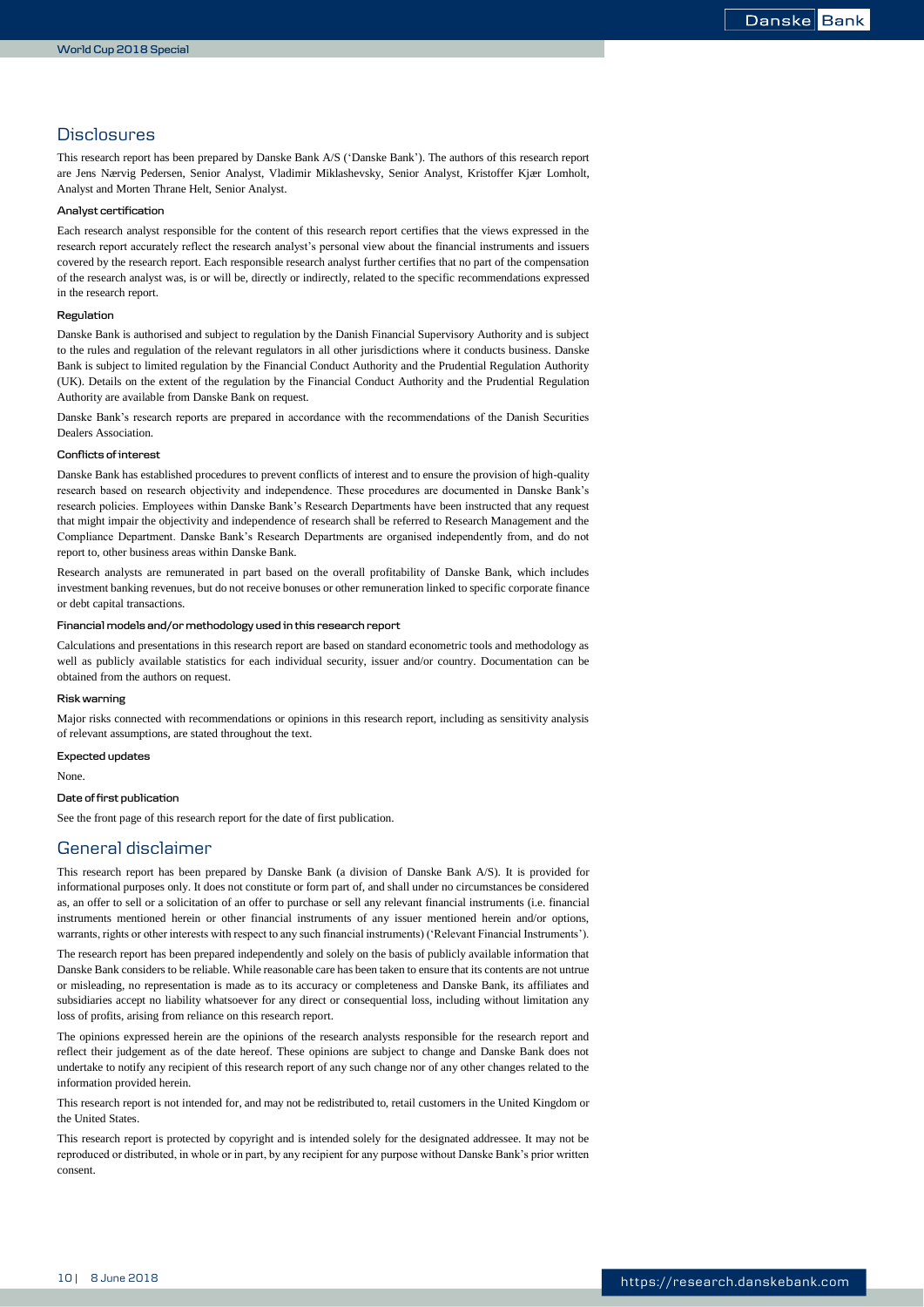## Disclosures

This research report has been prepared by Danske Bank A/S ('Danske Bank'). The authors of this research report are Jens Nærvig Pedersen, Senior Analyst, Vladimir Miklashevsky, Senior Analyst, Kristoffer Kjær Lomholt, Analyst and Morten Thrane Helt, Senior Analyst.

### Analyst certification

Each research analyst responsible for the content of this research report certifies that the views expressed in the research report accurately reflect the research analyst's personal view about the financial instruments and issuers covered by the research report. Each responsible research analyst further certifies that no part of the compensation of the research analyst was, is or will be, directly or indirectly, related to the specific recommendations expressed in the research report.

### Regulation

Danske Bank is authorised and subject to regulation by the Danish Financial Supervisory Authority and is subject to the rules and regulation of the relevant regulators in all other jurisdictions where it conducts business. Danske Bank is subject to limited regulation by the Financial Conduct Authority and the Prudential Regulation Authority (UK). Details on the extent of the regulation by the Financial Conduct Authority and the Prudential Regulation Authority are available from Danske Bank on request.

Danske Bank's research reports are prepared in accordance with the recommendations of the Danish Securities Dealers Association.

### Conflicts of interest

Danske Bank has established procedures to prevent conflicts of interest and to ensure the provision of high-quality research based on research objectivity and independence. These procedures are documented in Danske Bank's research policies. Employees within Danske Bank's Research Departments have been instructed that any request that might impair the objectivity and independence of research shall be referred to Research Management and the Compliance Department. Danske Bank's Research Departments are organised independently from, and do not report to, other business areas within Danske Bank.

Research analysts are remunerated in part based on the overall profitability of Danske Bank, which includes investment banking revenues, but do not receive bonuses or other remuneration linked to specific corporate finance or debt capital transactions.

### Financial models and/or methodology used in this research report

Calculations and presentations in this research report are based on standard econometric tools and methodology as well as publicly available statistics for each individual security, issuer and/or country. Documentation can be obtained from the authors on request.

### Risk warning

Major risks connected with recommendations or opinions in this research report, including as sensitivity analysis of relevant assumptions, are stated throughout the text.

### Expected updates

None.

### Date of first publication

See the front page of this research report for the date of first publication.

## General disclaimer

This research report has been prepared by Danske Bank (a division of Danske Bank A/S). It is provided for informational purposes only. It does not constitute or form part of, and shall under no circumstances be considered as, an offer to sell or a solicitation of an offer to purchase or sell any relevant financial instruments (i.e. financial instruments mentioned herein or other financial instruments of any issuer mentioned herein and/or options, warrants, rights or other interests with respect to any such financial instruments) ('Relevant Financial Instruments').

The research report has been prepared independently and solely on the basis of publicly available information that Danske Bank considers to be reliable. While reasonable care has been taken to ensure that its contents are not untrue or misleading, no representation is made as to its accuracy or completeness and Danske Bank, its affiliates and subsidiaries accept no liability whatsoever for any direct or consequential loss, including without limitation any loss of profits, arising from reliance on this research report.

The opinions expressed herein are the opinions of the research analysts responsible for the research report and reflect their judgement as of the date hereof. These opinions are subject to change and Danske Bank does not undertake to notify any recipient of this research report of any such change nor of any other changes related to the information provided herein.

This research report is not intended for, and may not be redistributed to, retail customers in the United Kingdom or the United States.

This research report is protected by copyright and is intended solely for the designated addressee. It may not be reproduced or distributed, in whole or in part, by any recipient for any purpose without Danske Bank's prior written consent.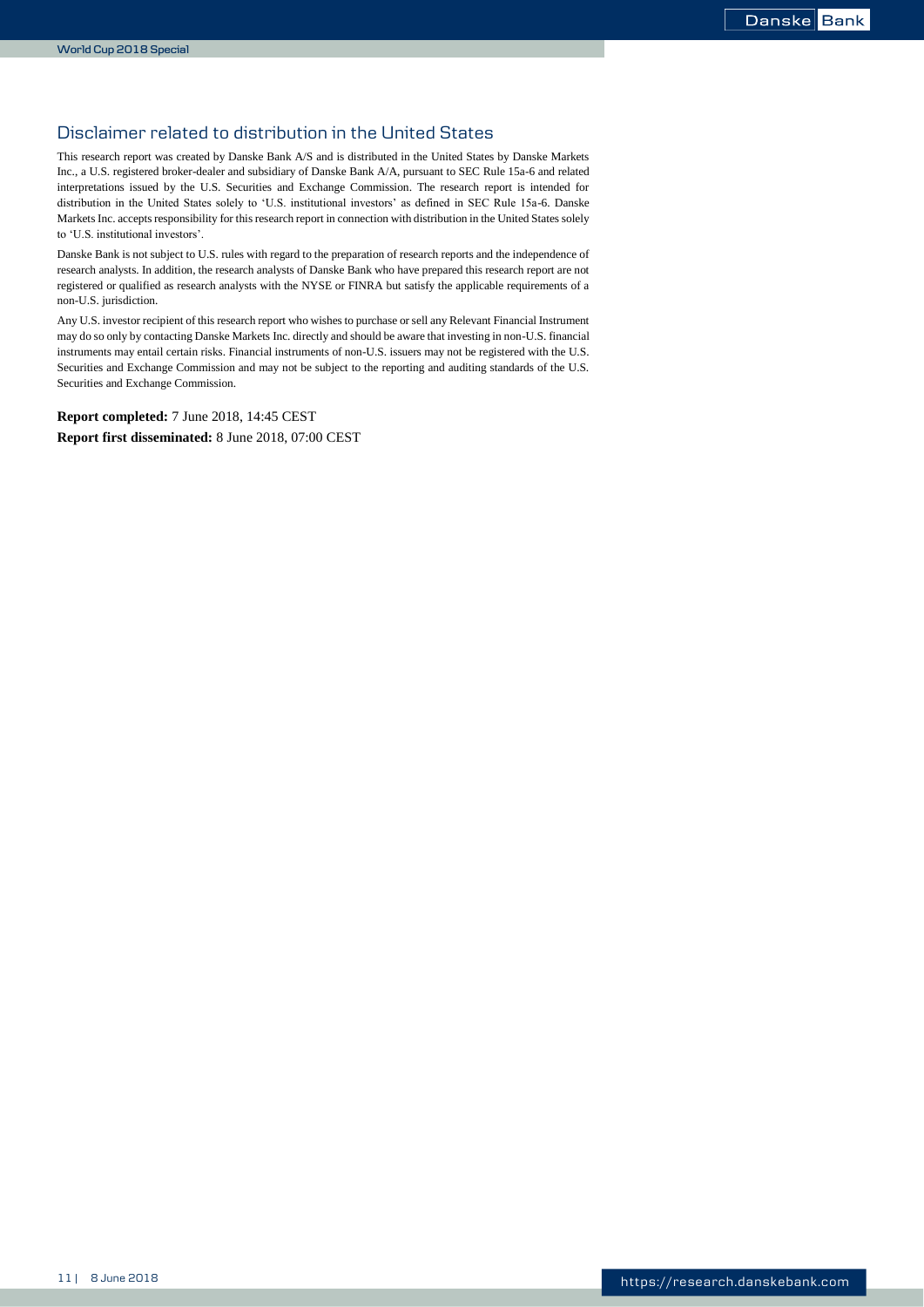## Disclaimer related to distribution in the United States

This research report was created by Danske Bank A/S and is distributed in the United States by Danske Markets Inc., a U.S. registered broker-dealer and subsidiary of Danske Bank A/A, pursuant to SEC Rule 15a-6 and related interpretations issued by the U.S. Securities and Exchange Commission. The research report is intended for distribution in the United States solely to 'U.S. institutional investors' as defined in SEC Rule 15a-6. Danske Markets Inc. accepts responsibility for this research report in connection with distribution in the United States solely to 'U.S. institutional investors'.

Danske Bank is not subject to U.S. rules with regard to the preparation of research reports and the independence of research analysts. In addition, the research analysts of Danske Bank who have prepared this research report are not registered or qualified as research analysts with the NYSE or FINRA but satisfy the applicable requirements of a non-U.S. jurisdiction.

Any U.S. investor recipient of this research report who wishes to purchase or sell any Relevant Financial Instrument may do so only by contacting Danske Markets Inc. directly and should be aware that investing in non-U.S. financial instruments may entail certain risks. Financial instruments of non-U.S. issuers may not be registered with the U.S. Securities and Exchange Commission and may not be subject to the reporting and auditing standards of the U.S. Securities and Exchange Commission.

**Report completed:** 7 June 2018, 14:45 CEST

**Report first disseminated:** 8 June 2018, 07:00 CEST